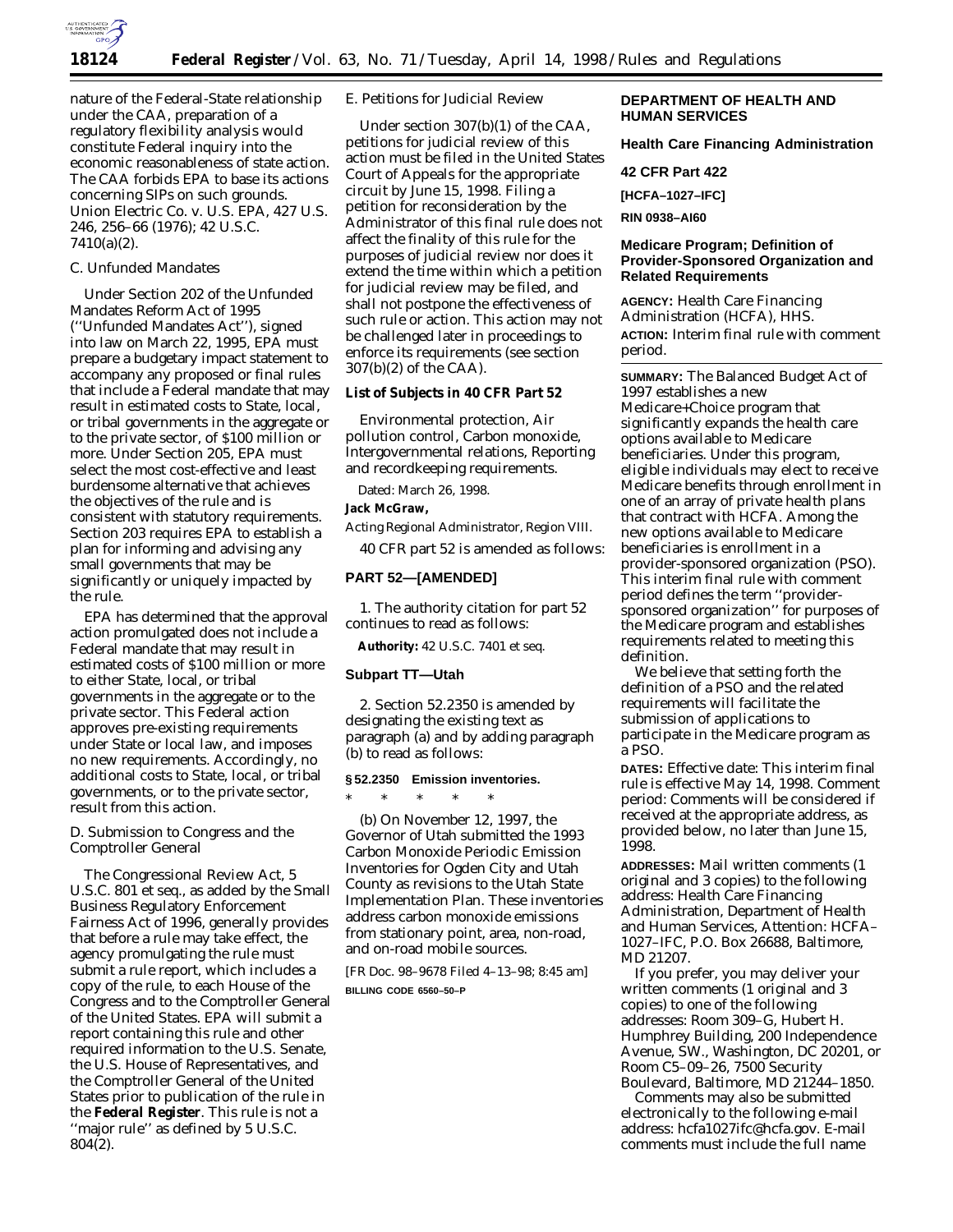nature of the Federal-State relationship under the CAA, preparation of a regulatory flexibility analysis would constitute Federal inquiry into the economic reasonableness of state action. The CAA forbids EPA to base its actions concerning SIPs on such grounds. Union Electric Co. v. U.S. EPA, 427 U.S. 246, 256–66 (1976); 42 U.S.C. 7410(a)(2).

### C. Unfunded Mandates

Under Section 202 of the Unfunded Mandates Reform Act of 1995 (''Unfunded Mandates Act''), signed into law on March 22, 1995, EPA must prepare a budgetary impact statement to accompany any proposed or final rules that include a Federal mandate that may result in estimated costs to State, local, or tribal governments in the aggregate or to the private sector, of $100 million or more. Under Section 205, EPA must select the most cost-effective and least burdensome alternative that achieves the objectives of the rule and is consistent with statutory requirements. Section 203 requires EPA to establish a plan for informing and advising any small governments that may be significantly or uniquely impacted by the rule.

EPA has determined that the approval action promulgated does not include a Federal mandate that may result in estimated costs of $100 million or more to either State, local, or tribal governments in the aggregate or to the private sector. This Federal action approves pre-existing requirements under State or local law, and imposes no new requirements. Accordingly, no additional costs to State, local, or tribal governments, or to the private sector, result from this action.

### D. Submission to Congress and the Comptroller General

The Congressional Review Act, 5 U.S.C. 801 et seq., as added by the Small Business Regulatory Enforcement Fairness Act of 1996, generally provides that before a rule may take effect, the agency promulgating the rule must submit a rule report, which includes a copy of the rule, to each House of the Congress and to the Comptroller General of the United States. EPA will submit a report containing this rule and other required information to the U.S. Senate, the U.S. House of Representatives, and the Comptroller General of the United States prior to publication of the rule in the **Federal Register**. This rule is not a ''major rule'' as defined by 5 U.S.C. 804(2).

### E. Petitions for Judicial Review

Under section 307(b)(1) of the CAA, petitions for judicial review of this action must be filed in the United States Court of Appeals for the appropriate circuit by June 15, 1998. Filing a petition for reconsideration by the Administrator of this final rule does not affect the finality of this rule for the purposes of judicial review nor does it extend the time within which a petition for judicial review may be filed, and shall not postpone the effectiveness of such rule or action. This action may not be challenged later in proceedings to enforce its requirements (see section 307(b)(2) of the CAA).

**List of Subjects in 40 CFR Part 52**

Environmental protection, Air pollution control, Carbon monoxide, Intergovernmental relations, Reporting and recordkeeping requirements.

Dated: March 26, 1998.

**Jack McGraw,**

*Acting Regional Administrator, Region VIII.*

40 CFR part 52 is amended as follows:

## PART 52—[AMENDED]

1. The authority citation for part 52 continues to read as follows:

**Authority:** 42 U.S.C. 7401 et seq.

### Subpart TT—Utah

2. Section 52.2350 is amended by designating the existing text as paragraph (a) and by adding paragraph (b) to read as follows:

**§ 52.2350 Emission inventories.**

\* \* \* \* \*

(b) On November 12, 1997, the Governor of Utah submitted the 1993 Carbon Monoxide Periodic Emission Inventories for Ogden City and Utah County as revisions to the Utah State Implementation Plan. These inventories address carbon monoxide emissions from stationary point, area, non-road, and on-road mobile sources.

[FR Doc. 98–9678 Filed 4–13–98; 8:45 am]

**BILLING CODE 6560–50–P**

## DEPARTMENT OF HEALTH AND HUMAN SERVICES

**Health Care Financing Administration**

**42 CFR Part 422**

**[HCFA–1027–IFC]**

**RIN 0938–AI60**

## Medicare Program; Definition of Provider-Sponsored Organization and Related Requirements

**AGENCY:** Health Care Financing Administration (HCFA), HHS.

**ACTION:** Interim final rule with comment period.

**SUMMARY:** The Balanced Budget Act of 1997 establishes a new Medicare+Choice program that significantly expands the health care options available to Medicare beneficiaries. Under this program, eligible individuals may elect to receive Medicare benefits through enrollment in one of an array of private health plans that contract with HCFA. Among the new options available to Medicare beneficiaries is enrollment in a provider-sponsored organization (PSO). This interim final rule with comment period defines the term ''provider-sponsored organization'' for purposes of the Medicare program and establishes requirements related to meeting this definition.

We believe that setting forth the definition of a PSO and the related requirements will facilitate the submission of applications to participate in the Medicare program as a PSO.

**DATES:** Effective date: This interim final rule is effective May 14, 1998. Comment period: Comments will be considered if received at the appropriate address, as provided below, no later than June 15, 1998.

**ADDRESSES:** Mail written comments (1 original and 3 copies) to the following address: Health Care Financing Administration, Department of Health and Human Services, Attention: HCFA–1027–IFC, P.O. Box 26688, Baltimore, MD 21207.

If you prefer, you may deliver your written comments (1 original and 3 copies) to one of the following addresses: Room 309–G, Hubert H. Humphrey Building, 200 Independence Avenue, SW., Washington, DC 20201, or Room C5–09–26, 7500 Security Boulevard, Baltimore, MD 21244–1850.

Comments may also be submitted electronically to the following e-mail address: hcfa1027ifc@hcfa.gov. E-mail comments must include the full name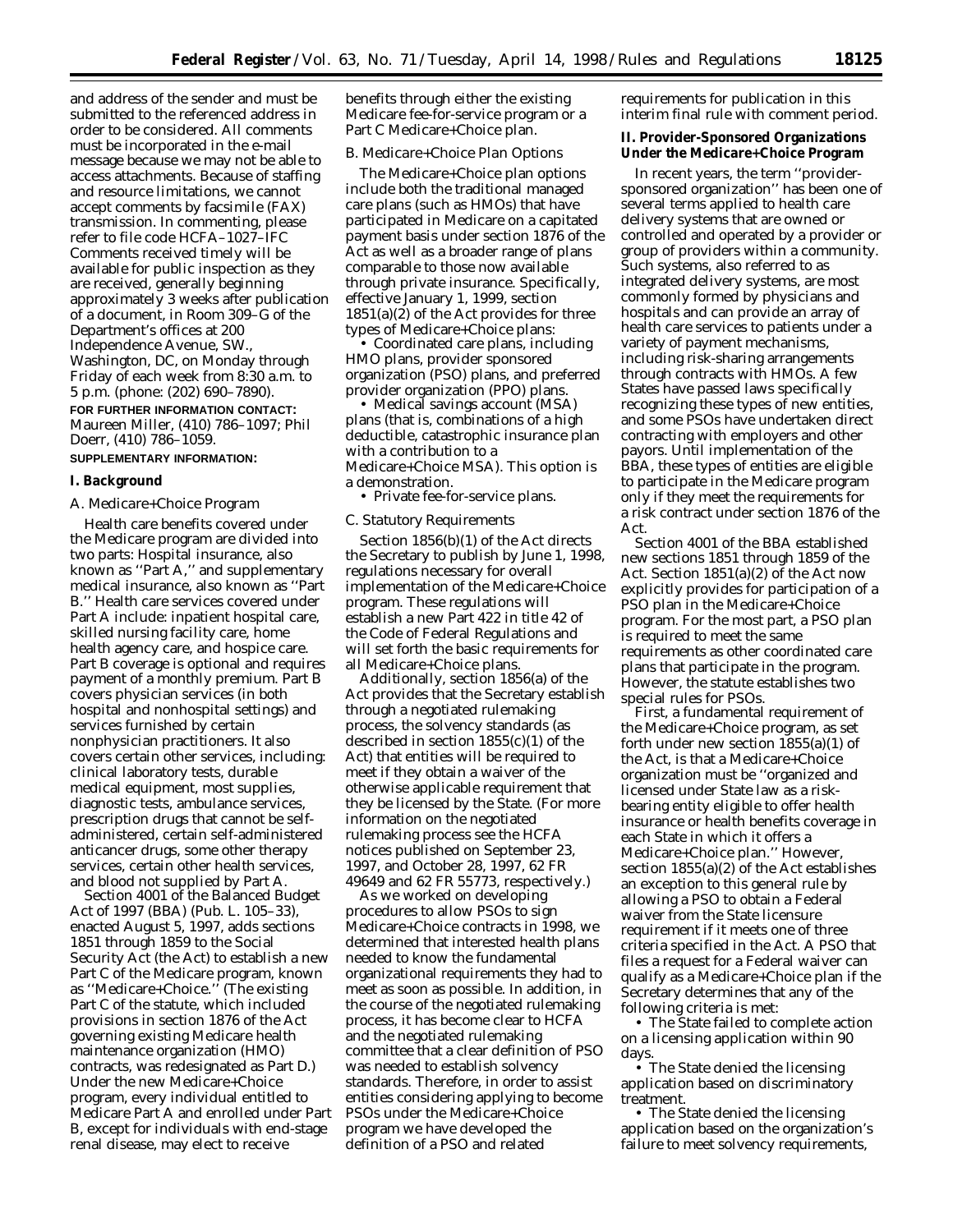and address of the sender and must be submitted to the referenced address in order to be considered. All comments must be incorporated in the e-mail message because we may not be able to access attachments. Because of staffing and resource limitations, we cannot accept comments by facsimile (FAX) transmission. In commenting, please refer to file code HCFA–1027–IFC Comments received timely will be available for public inspection as they are received, generally beginning approximately 3 weeks after publication of a document, in Room 309–G of the Department's offices at 200 Independence Avenue, SW., Washington, DC, on Monday through Friday of each week from 8:30 a.m. to 5 p.m. (phone: (202) 690–7890).

**FOR FURTHER INFORMATION CONTACT:** Maureen Miller, (410) 786–1097; Phil Doerr, (410) 786–1059.

**SUPPLEMENTARY INFORMATION:**

## I. Background

### A. Medicare+Choice Program

Health care benefits covered under the Medicare program are divided into two parts: Hospital insurance, also known as ''Part A,'' and supplementary medical insurance, also known as ''Part B.'' Health care services covered under Part A include: inpatient hospital care, skilled nursing facility care, home health agency care, and hospice care. Part B coverage is optional and requires payment of a monthly premium. Part B covers physician services (in both hospital and nonhospital settings) and services furnished by certain nonphysician practitioners. It also covers certain other services, including: clinical laboratory tests, durable medical equipment, most supplies, diagnostic tests, ambulance services, prescription drugs that cannot be self-administered, certain self-administered anticancer drugs, some other therapy services, certain other health services, and blood not supplied by Part A.

Section 4001 of the Balanced Budget Act of 1997 (BBA) (Pub. L. 105–33), enacted August 5, 1997, adds sections 1851 through 1859 to the Social Security Act (the Act) to establish a new Part C of the Medicare program, known as ''Medicare+Choice.'' (The existing Part C of the statute, which included provisions in section 1876 of the Act governing existing Medicare health maintenance organization (HMO) contracts, was redesignated as Part D.) Under the new Medicare+Choice program, every individual entitled to Medicare Part A and enrolled under Part B, except for individuals with end-stage renal disease, may elect to receive benefits through either the existing Medicare fee-for-service program or a Part C Medicare+Choice plan.

### B. Medicare+Choice Plan Options

The Medicare+Choice plan options include both the traditional managed care plans (such as HMOs) that have participated in Medicare on a capitated payment basis under section 1876 of the Act as well as a broader range of plans comparable to those now available through private insurance. Specifically, effective January 1, 1999, section 1851(a)(2) of the Act provides for three types of Medicare+Choice plans:

- Coordinated care plans, including HMO plans, provider sponsored organization (PSO) plans, and preferred provider organization (PPO) plans.
- Medical savings account (MSA) plans (that is, combinations of a high deductible, catastrophic insurance plan with a contribution to a Medicare+Choice MSA). This option is a demonstration.
- Private fee-for-service plans.

### C. Statutory Requirements

Section 1856(b)(1) of the Act directs the Secretary to publish by June 1, 1998, regulations necessary for overall implementation of the Medicare+Choice program. These regulations will establish a new Part 422 in title 42 of the Code of Federal Regulations and will set forth the basic requirements for all Medicare+Choice plans.

Additionally, section 1856(a) of the Act provides that the Secretary establish through a negotiated rulemaking process, the solvency standards (as described in section 1855(c)(1) of the Act) that entities will be required to meet if they obtain a waiver of the otherwise applicable requirement that they be licensed by the State. (For more information on the negotiated rulemaking process see the HCFA notices published on September 23, 1997, and October 28, 1997, 62 FR 49649 and 62 FR 55773, respectively.)

As we worked on developing procedures to allow PSOs to sign Medicare+Choice contracts in 1998, we determined that interested health plans needed to know the fundamental organizational requirements they had to meet as soon as possible. In addition, in the course of the negotiated rulemaking process, it has become clear to HCFA and the negotiated rulemaking committee that a clear definition of PSO was needed to establish solvency standards. Therefore, in order to assist entities considering applying to become PSOs under the Medicare+Choice program we have developed the definition of a PSO and related requirements for publication in this interim final rule with comment period.

## II. Provider-Sponsored Organizations Under the Medicare+Choice Program

In recent years, the term ''provider-sponsored organization'' has been one of several terms applied to health care delivery systems that are owned or controlled and operated by a provider or group of providers within a community. Such systems, also referred to as integrated delivery systems, are most commonly formed by physicians and hospitals and can provide an array of health care services to patients under a variety of payment mechanisms, including risk-sharing arrangements through contracts with HMOs. A few States have passed laws specifically recognizing these types of new entities, and some PSOs have undertaken direct contracting with employers and other payors. Until implementation of the BBA, these types of entities are eligible to participate in the Medicare program only if they meet the requirements for a risk contract under section 1876 of the Act.

Section 4001 of the BBA established new sections 1851 through 1859 of the Act. Section 1851(a)(2) of the Act now explicitly provides for participation of a PSO plan in the Medicare+Choice program. For the most part, a PSO plan is required to meet the same requirements as other coordinated care plans that participate in the program. However, the statute establishes two special rules for PSOs.

First, a fundamental requirement of the Medicare+Choice program, as set forth under new section 1855(a)(1) of the Act, is that a Medicare+Choice organization must be ''organized and licensed under State law as a risk-bearing entity eligible to offer health insurance or health benefits coverage in each State in which it offers a Medicare+Choice plan.'' However, section 1855(a)(2) of the Act establishes an exception to this general rule by allowing a PSO to obtain a Federal waiver from the State licensure requirement if it meets one of three criteria specified in the Act. A PSO that files a request for a Federal waiver can qualify as a Medicare+Choice plan if the Secretary determines that any of the following criteria is met:

- The State failed to complete action on a licensing application within 90 days.
- The State denied the licensing application based on discriminatory treatment.
- The State denied the licensing application based on the organization's failure to meet solvency requirements,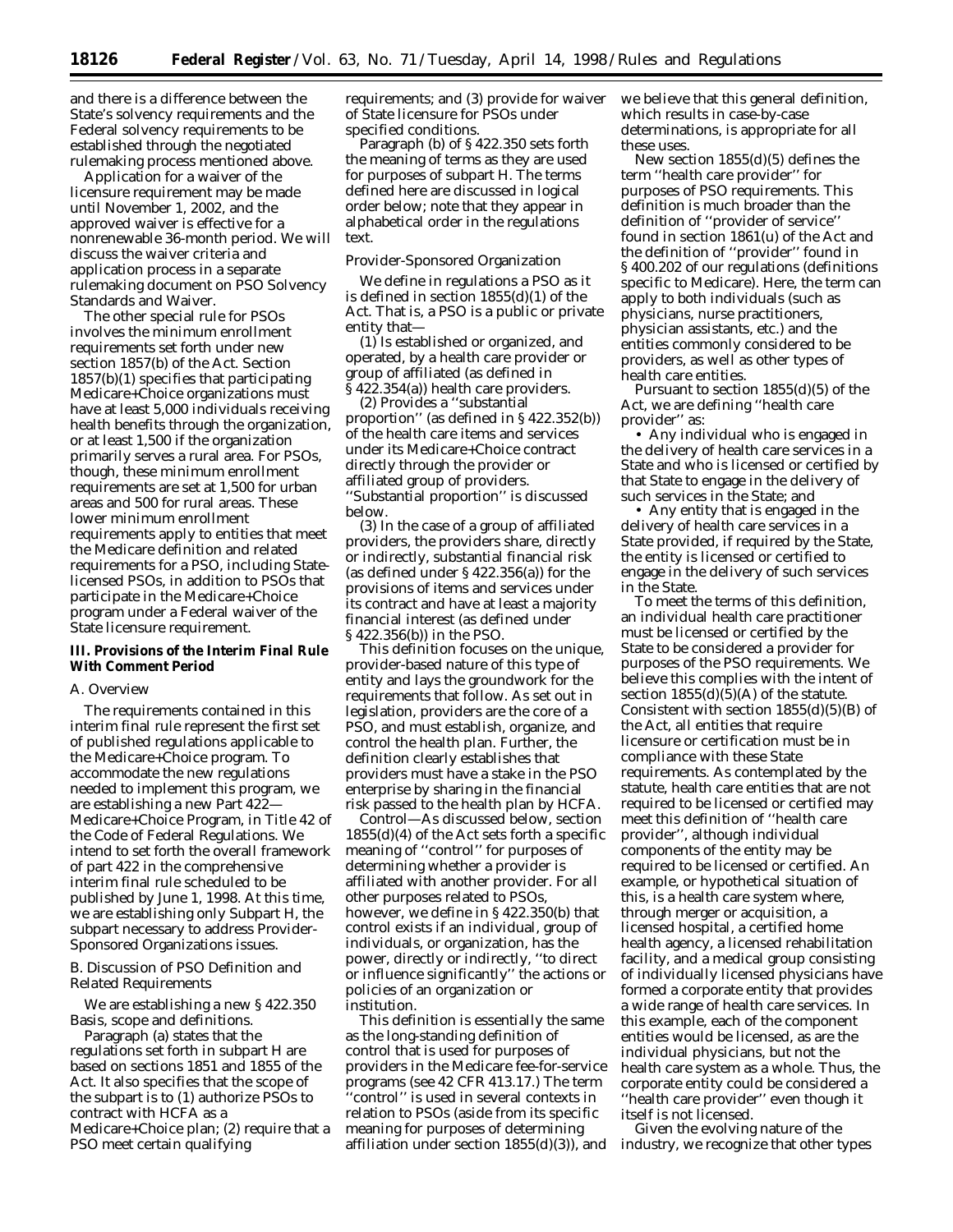and there is a difference between the State's solvency requirements and the Federal solvency requirements to be established through the negotiated rulemaking process mentioned above.

Application for a waiver of the licensure requirement may be made until November 1, 2002, and the approved waiver is effective for a nonrenewable 36-month period. We will discuss the waiver criteria and application process in a separate rulemaking document on PSO Solvency Standards and Waiver.

The other special rule for PSOs involves the minimum enrollment requirements set forth under new section 1857(b) of the Act. Section 1857(b)(1) specifies that participating Medicare+Choice organizations must have at least 5,000 individuals receiving health benefits through the organization, or at least 1,500 if the organization primarily serves a rural area. For PSOs, though, these minimum enrollment requirements are set at 1,500 for urban areas and 500 for rural areas. These lower minimum enrollment requirements apply to entities that meet the Medicare definition and related requirements for a PSO, including State-licensed PSOs, in addition to PSOs that participate in the Medicare+Choice program under a Federal waiver of the State licensure requirement.

## III. Provisions of the Interim Final Rule With Comment Period

### A. Overview

The requirements contained in this interim final rule represent the first set of published regulations applicable to the Medicare+Choice program. To accommodate the new regulations needed to implement this program, we are establishing a new Part 422—Medicare+Choice Program, in Title 42 of the Code of Federal Regulations. We intend to set forth the overall framework of part 422 in the comprehensive interim final rule scheduled to be published by June 1, 1998. At this time, we are establishing only Subpart H, the subpart necessary to address Provider-Sponsored Organizations issues.

### B. Discussion of PSO Definition and Related Requirements

We are establishing a new § 422.350 Basis, scope and definitions.

Paragraph (a) states that the regulations set forth in subpart H are based on sections 1851 and 1855 of the Act. It also specifies that the scope of the subpart is to (1) authorize PSOs to contract with HCFA as a Medicare+Choice plan; (2) require that a PSO meet certain qualifying requirements; and (3) provide for waiver of State licensure for PSOs under specified conditions.

Paragraph (b) of § 422.350 sets forth the meaning of terms as they are used for purposes of subpart H. The terms defined here are discussed in logical order below; note that they appear in alphabetical order in the regulations text.

*Provider-Sponsored Organization*

We define in regulations a PSO as it is defined in section 1855(d)(1) of the Act. That is, a PSO is a public or private entity that—

(1) Is established or organized, and operated, by a health care provider or group of affiliated (as defined in § 422.354(a)) health care providers.

(2) Provides a "substantial proportion" (as defined in § 422.352(b)) of the health care items and services under its Medicare+Choice contract directly through the provider or affiliated group of providers. "Substantial proportion" is discussed below.

(3) In the case of a group of affiliated providers, the providers share, directly or indirectly, substantial financial risk (as defined under § 422.356(a)) for the provisions of items and services under its contract and have at least a majority financial interest (as defined under § 422.356(b)) in the PSO.

This definition focuses on the unique, provider-based nature of this type of entity and lays the groundwork for the requirements that follow. As set out in legislation, providers are the core of a PSO, and must establish, organize, and control the health plan. Further, the definition clearly establishes that providers must have a stake in the PSO enterprise by sharing in the financial risk passed to the health plan by HCFA.

*Control*—As discussed below, section 1855(d)(4) of the Act sets forth a specific meaning of "control" for purposes of determining whether a provider is affiliated with another provider. For all other purposes related to PSOs, however, we define in § 422.350(b) that control exists if an individual, group of individuals, or organization, has the power, directly or indirectly, "to direct or influence significantly" the actions or policies of an organization or institution.

This definition is essentially the same as the long-standing definition of control that is used for purposes of providers in the Medicare fee-for-service programs (see 42 CFR 413.17.) The term "control" is used in several contexts in relation to PSOs (aside from its specific meaning for purposes of determining affiliation under section 1855(d)(3)), and we believe that this general definition, which results in case-by-case determinations, is appropriate for all these uses.

New section 1855(d)(5) defines the term "health care provider" for purposes of PSO requirements. This definition is much broader than the definition of "provider of service" found in section 1861(u) of the Act and the definition of "provider" found in § 400.202 of our regulations (definitions specific to Medicare). Here, the term can apply to both individuals (such as physicians, nurse practitioners, physician assistants, etc.) and the entities commonly considered to be providers, as well as other types of health care entities.

Pursuant to section 1855(d)(5) of the Act, we are defining "health care provider" as:

- Any individual who is engaged in the delivery of health care services in a State and who is licensed or certified by that State to engage in the delivery of such services in the State; and
- Any entity that is engaged in the delivery of health care services in a State provided, if required by the State, the entity is licensed or certified to engage in the delivery of such services in the State.

To meet the terms of this definition, an individual health care practitioner must be licensed or certified by the State to be considered a provider for purposes of the PSO requirements. We believe this complies with the intent of section 1855(d)(5)(A) of the statute. Consistent with section 1855(d)(5)(B) of the Act, all entities that require licensure or certification must be in compliance with these State requirements. As contemplated by the statute, health care entities that are not required to be licensed or certified may meet this definition of "health care provider", although individual components of the entity may be required to be licensed or certified. An example, or hypothetical situation of this, is a health care system where, through merger or acquisition, a licensed hospital, a certified home health agency, a licensed rehabilitation facility, and a medical group consisting of individually licensed physicians have formed a corporate entity that provides a wide range of health care services. In this example, each of the component entities would be licensed, as are the individual physicians, but not the health care system as a whole. Thus, the corporate entity could be considered a "health care provider" even though it itself is not licensed.

Given the evolving nature of the industry, we recognize that other types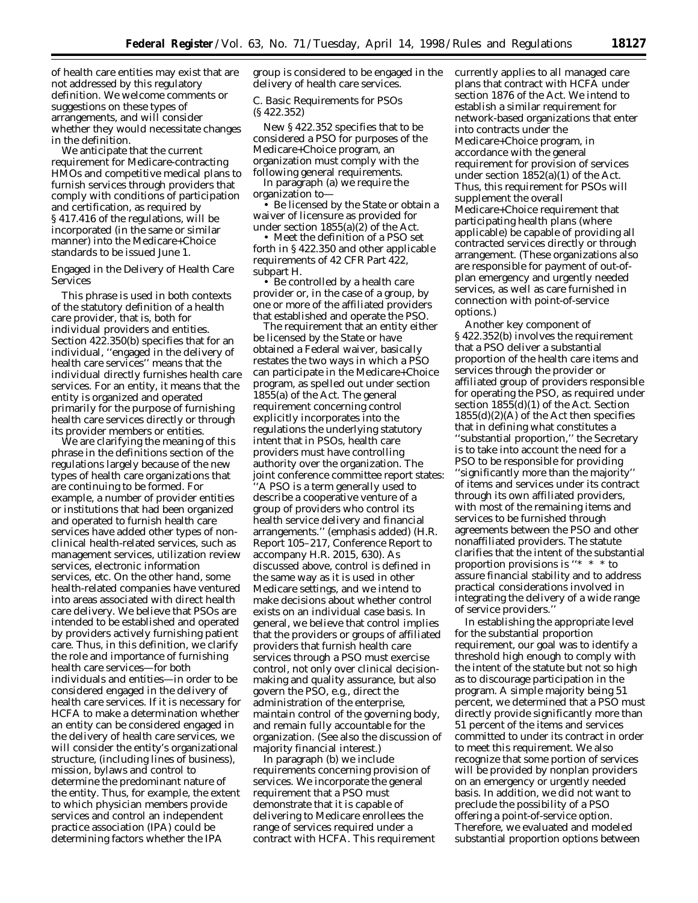of health care entities may exist that are not addressed by this regulatory definition. We welcome comments or suggestions on these types of arrangements, and will consider whether they would necessitate changes in the definition.

We anticipate that the current requirement for Medicare-contracting HMOs and competitive medical plans to furnish services through providers that comply with conditions of participation and certification, as required by § 417.416 of the regulations, will be incorporated (in the same or similar manner) into the Medicare+Choice standards to be issued June 1.

*Engaged in the Delivery of Health Care Services*

This phrase is used in both contexts of the statutory definition of a health care provider, that is, both for individual providers and entities. Section 422.350(b) specifies that for an individual, ''engaged in the delivery of health care services'' means that the individual directly furnishes health care services. For an entity, it means that the entity is organized and operated primarily for the purpose of furnishing health care services directly or through its provider members or entities.

We are clarifying the meaning of this phrase in the definitions section of the regulations largely because of the new types of health care organizations that are continuing to be formed. For example, a number of provider entities or institutions that had been organized and operated to furnish health care services have added other types of non-clinical health-related services, such as management services, utilization review services, electronic information services, etc. On the other hand, some health-related companies have ventured into areas associated with direct health care delivery. We believe that PSOs are intended to be established and operated by providers actively furnishing patient care. Thus, in this definition, we clarify the role and importance of furnishing health care services—for both individuals and entities—in order to be considered engaged in the delivery of health care services. If it is necessary for HCFA to make a determination whether an entity can be considered engaged in the delivery of health care services, we will consider the entity's organizational structure, (including lines of business), mission, bylaws and control to determine the predominant nature of the entity. Thus, for example, the extent to which physician members provide services and control an independent practice association (IPA) could be determining factors whether the IPA group is considered to be engaged in the delivery of health care services.

## C. Basic Requirements for PSOs (§ 422.352)

New § 422.352 specifies that to be considered a PSO for purposes of the Medicare+Choice program, an organization must comply with the following general requirements.

In paragraph (a) we require the organization to—

- Be licensed by the State or obtain a waiver of licensure as provided for under section 1855(a)(2) of the Act.
- Meet the definition of a PSO set forth in § 422.350 and other applicable requirements of 42 CFR Part 422, subpart H.
- Be controlled by a health care provider or, in the case of a group, by one or more of the affiliated providers that established and operate the PSO.

The requirement that an entity either be licensed by the State or have obtained a Federal waiver, basically restates the two ways in which a PSO can participate in the Medicare+Choice program, as spelled out under section 1855(a) of the Act. The general requirement concerning control explicitly incorporates into the regulations the underlying statutory intent that in PSOs, health care providers must have controlling authority over the organization. The joint conference committee report states: ''A PSO is a term generally used to describe a cooperative venture of a group of providers who *control* its health service delivery and financial arrangements.'' (emphasis added) (H.R. Report 105–217, Conference Report to accompany H.R. 2015, 630). As discussed above, control is defined in the same way as it is used in other Medicare settings, and we intend to make decisions about whether control exists on an individual case basis. In general, we believe that control implies that the providers or groups of affiliated providers that furnish health care services through a PSO must exercise control, not only over clinical decision-making and quality assurance, but also govern the PSO, e.g., direct the administration of the enterprise, maintain control of the governing body, and remain fully accountable for the organization. (See also the discussion of majority financial interest.)

In paragraph (b) we include requirements concerning provision of services. We incorporate the general requirement that a PSO must demonstrate that it is capable of delivering to Medicare enrollees the range of services required under a contract with HCFA. This requirement currently applies to all managed care plans that contract with HCFA under section 1876 of the Act. We intend to establish a similar requirement for network-based organizations that enter into contracts under the Medicare+Choice program, in accordance with the general requirement for provision of services under section 1852(a)(1) of the Act. Thus, this requirement for PSOs will supplement the overall Medicare+Choice requirement that participating health plans (where applicable) be capable of providing all contracted services directly or through arrangement. (These organizations also are responsible for payment of out-of-plan emergency and urgently needed services, as well as care furnished in connection with point-of-service options.)

Another key component of § 422.352(b) involves the requirement that a PSO deliver a substantial proportion of the health care items and services through the provider or affiliated group of providers responsible for operating the PSO, as required under section 1855(d)(1) of the Act. Section 1855(d)(2)(A) of the Act then specifies that in defining what constitutes a ''substantial proportion,'' the Secretary is to take into account the need for a PSO to be responsible for providing ''significantly more than the majority'' of items and services under its contract through its own affiliated providers, with most of the remaining items and services to be furnished through agreements between the PSO and other nonaffiliated providers. The statute clarifies that the intent of the substantial proportion provisions is ''* * * to assure financial stability and to address practical considerations involved in integrating the delivery of a wide range of service providers.''

In establishing the appropriate level for the substantial proportion requirement, our goal was to identify a threshold high enough to comply with the intent of the statute but not so high as to discourage participation in the program. A simple majority being 51 percent, we determined that a PSO must directly provide significantly more than 51 percent of the items and services committed to under its contract in order to meet this requirement. We also recognize that some portion of services will be provided by nonplan providers on an emergency or urgently needed basis. In addition, we did not want to preclude the possibility of a PSO offering a point-of-service option. Therefore, we evaluated and modeled substantial proportion options between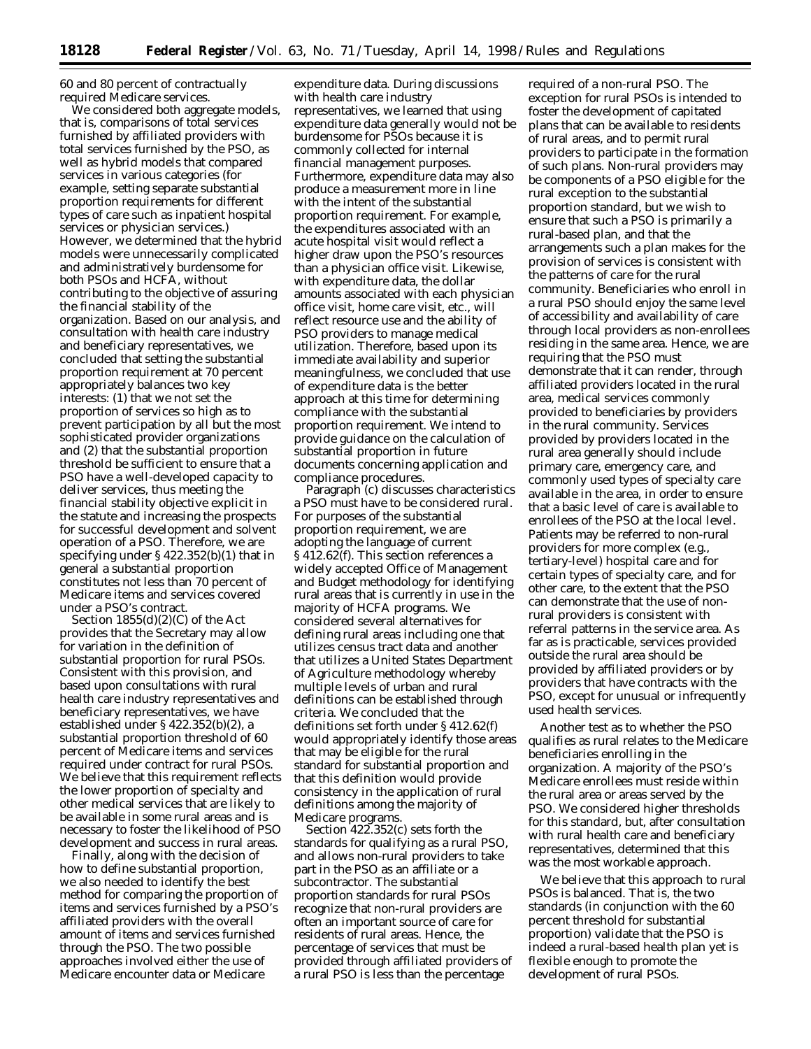60 and 80 percent of contractually required Medicare services.

We considered both aggregate models, that is, comparisons of total services furnished by affiliated providers with total services furnished by the PSO, as well as hybrid models that compared services in various categories (for example, setting separate substantial proportion requirements for different types of care such as inpatient hospital services or physician services.) However, we determined that the hybrid models were unnecessarily complicated and administratively burdensome for both PSOs and HCFA, without contributing to the objective of assuring the financial stability of the organization. Based on our analysis, and consultation with health care industry and beneficiary representatives, we concluded that setting the substantial proportion requirement at 70 percent appropriately balances two key interests: (1) that we not set the proportion of services so high as to prevent participation by all but the most sophisticated provider organizations and (2) that the substantial proportion threshold be sufficient to ensure that a PSO have a well-developed capacity to deliver services, thus meeting the financial stability objective explicit in the statute and increasing the prospects for successful development and solvent operation of a PSO. Therefore, we are specifying under § 422.352(b)(1) that in general a substantial proportion constitutes not less than 70 percent of Medicare items and services covered under a PSO's contract.

Section 1855(d)(2)(C) of the Act provides that the Secretary may allow for variation in the definition of substantial proportion for rural PSOs. Consistent with this provision, and based upon consultations with rural health care industry representatives and beneficiary representatives, we have established under § 422.352(b)(2), a substantial proportion threshold of 60 percent of Medicare items and services required under contract for rural PSOs. We believe that this requirement reflects the lower proportion of specialty and other medical services that are likely to be available in some rural areas and is necessary to foster the likelihood of PSO development and success in rural areas.

Finally, along with the decision of how to define substantial proportion, we also needed to identify the best method for comparing the proportion of items and services furnished by a PSO's affiliated providers with the overall amount of items and services furnished through the PSO. The two possible approaches involved either the use of Medicare encounter data or Medicare expenditure data. During discussions with health care industry representatives, we learned that using expenditure data generally would not be burdensome for PSOs because it is commonly collected for internal financial management purposes. Furthermore, expenditure data may also produce a measurement more in line with the intent of the substantial proportion requirement. For example, the expenditures associated with an acute hospital visit would reflect a higher draw upon the PSO's resources than a physician office visit. Likewise, with expenditure data, the dollar amounts associated with each physician office visit, home care visit, etc., will reflect resource use and the ability of PSO providers to manage medical utilization. Therefore, based upon its immediate availability and superior meaningfulness, we concluded that use of expenditure data is the better approach at this time for determining compliance with the substantial proportion requirement. We intend to provide guidance on the calculation of substantial proportion in future documents concerning application and compliance procedures.

Paragraph (c) discusses characteristics a PSO must have to be considered rural. For purposes of the substantial proportion requirement, we are adopting the language of current § 412.62(f). This section references a widely accepted Office of Management and Budget methodology for identifying rural areas that is currently in use in the majority of HCFA programs. We considered several alternatives for defining rural areas including one that utilizes census tract data and another that utilizes a United States Department of Agriculture methodology whereby multiple levels of urban and rural definitions can be established through criteria. We concluded that the definitions set forth under § 412.62(f) would appropriately identify those areas that may be eligible for the rural standard for substantial proportion and that this definition would provide consistency in the application of rural definitions among the majority of Medicare programs.

Section 422.352(c) sets forth the standards for qualifying as a rural PSO, and allows non-rural providers to take part in the PSO as an affiliate or a subcontractor. The substantial proportion standards for rural PSOs recognize that non-rural providers are often an important source of care for residents of rural areas. Hence, the percentage of services that must be provided through affiliated providers of a rural PSO is less than the percentage required of a non-rural PSO. The exception for rural PSOs is intended to foster the development of capitated plans that can be available to residents of rural areas, and to permit rural providers to participate in the formation of such plans. Non-rural providers may be components of a PSO eligible for the rural exception to the substantial proportion standard, but we wish to ensure that such a PSO is primarily a rural-based plan, and that the arrangements such a plan makes for the provision of services is consistent with the patterns of care for the rural community. Beneficiaries who enroll in a rural PSO should enjoy the same level of accessibility and availability of care through local providers as non-enrollees residing in the same area. Hence, we are requiring that the PSO must demonstrate that it can render, through affiliated providers located in the rural area, medical services commonly provided to beneficiaries by providers in the rural community. Services provided by providers located in the rural area generally should include primary care, emergency care, and commonly used types of specialty care available in the area, in order to ensure that a basic level of care is available to enrollees of the PSO at the local level. Patients may be referred to non-rural providers for more complex (e.g., tertiary-level) hospital care and for certain types of specialty care, and for other care, to the extent that the PSO can demonstrate that the use of non-rural providers is consistent with referral patterns in the service area. As far as is practicable, services provided outside the rural area should be provided by affiliated providers or by providers that have contracts with the PSO, except for unusual or infrequently used health services.

Another test as to whether the PSO qualifies as rural relates to the Medicare beneficiaries enrolling in the organization. A majority of the PSO's Medicare enrollees must reside within the rural area or areas served by the PSO. We considered higher thresholds for this standard, but, after consultation with rural health care and beneficiary representatives, determined that this was the most workable approach.

We believe that this approach to rural PSOs is balanced. That is, the two standards (in conjunction with the 60 percent threshold for substantial proportion) validate that the PSO is indeed a rural-based health plan yet is flexible enough to promote the development of rural PSOs.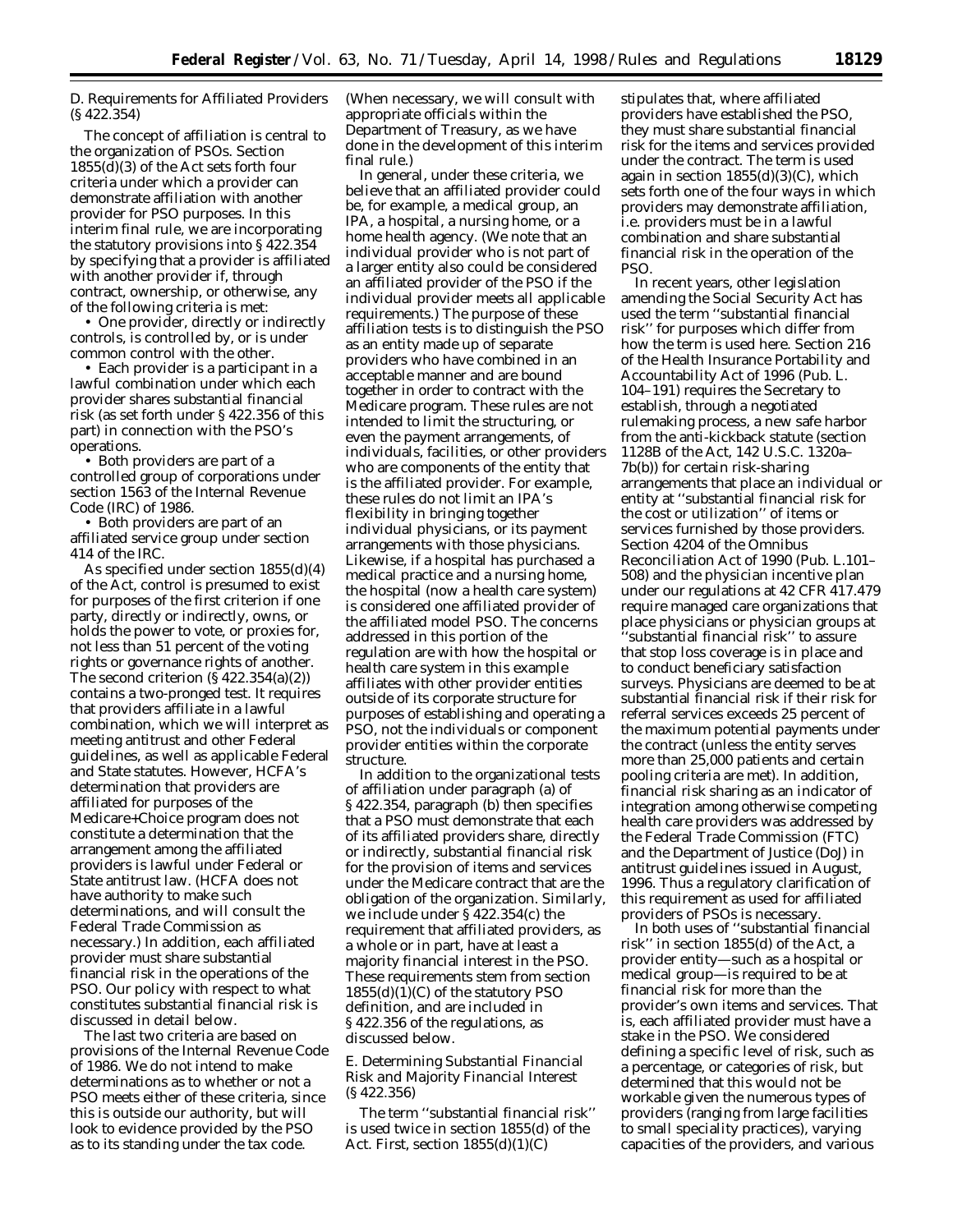D. Requirements for Affiliated Providers (§ 422.354)

The concept of affiliation is central to the organization of PSOs. Section 1855(d)(3) of the Act sets forth four criteria under which a provider can demonstrate affiliation with another provider for PSO purposes. In this interim final rule, we are incorporating the statutory provisions into § 422.354 by specifying that a provider is affiliated with another provider if, through contract, ownership, or otherwise, any of the following criteria is met:

- One provider, directly or indirectly controls, is controlled by, or is under common control with the other.
- Each provider is a participant in a lawful combination under which each provider shares substantial financial risk (as set forth under § 422.356 of this part) in connection with the PSO's operations.
- Both providers are part of a controlled group of corporations under section 1563 of the Internal Revenue Code (IRC) of 1986.
- Both providers are part of an affiliated service group under section 414 of the IRC.

As specified under section 1855(d)(4) of the Act, control is presumed to exist for purposes of the first criterion if one party, directly or indirectly, owns, or holds the power to vote, or proxies for, not less than 51 percent of the voting rights or governance rights of another. The second criterion (§ 422.354(a)(2)) contains a two-pronged test. It requires that providers affiliate in a lawful combination, which we will interpret as meeting antitrust and other Federal guidelines, as well as applicable Federal and State statutes. However, HCFA's determination that providers are affiliated for purposes of the Medicare+Choice program does not constitute a determination that the arrangement among the affiliated providers is lawful under Federal or State antitrust law. (HCFA does not have authority to make such determinations, and will consult the Federal Trade Commission as necessary.) In addition, each affiliated provider must share substantial financial risk in the operations of the PSO. Our policy with respect to what constitutes substantial financial risk is discussed in detail below.

The last two criteria are based on provisions of the Internal Revenue Code of 1986. We do not intend to make determinations as to whether or not a PSO meets either of these criteria, since this is outside our authority, but will look to evidence provided by the PSO as to its standing under the tax code. (When necessary, we will consult with appropriate officials within the Department of Treasury, as we have done in the development of this interim final rule.)

In general, under these criteria, we believe that an affiliated provider could be, for example, a medical group, an IPA, a hospital, a nursing home, or a home health agency. (We note that an individual provider who is not part of a larger entity also could be considered an affiliated provider of the PSO if the individual provider meets all applicable requirements.) The purpose of these affiliation tests is to distinguish the PSO as an entity made up of separate providers who have combined in an acceptable manner and are bound together in order to contract with the Medicare program. These rules are not intended to limit the structuring, or even the payment arrangements, of individuals, facilities, or other providers who are components of the entity that is the affiliated provider. For example, these rules do not limit an IPA's flexibility in bringing together individual physicians, or its payment arrangements with those physicians. Likewise, if a hospital has purchased a medical practice and a nursing home, the hospital (now a health care system) is considered one affiliated provider of the affiliated model PSO. The concerns addressed in this portion of the regulation are with how the hospital or health care system in this example affiliates with other provider entities outside of its corporate structure for purposes of establishing and operating a PSO, not the individuals or component provider entities within the corporate structure.

In addition to the organizational tests of affiliation under paragraph (a) of § 422.354, paragraph (b) then specifies that a PSO must demonstrate that each of its affiliated providers share, directly or indirectly, substantial financial risk for the provision of items and services under the Medicare contract that are the obligation of the organization. Similarly, we include under § 422.354(c) the requirement that affiliated providers, as a whole or in part, have at least a majority financial interest in the PSO. These requirements stem from section 1855(d)(1)(C) of the statutory PSO definition, and are included in § 422.356 of the regulations, as discussed below.

E. Determining Substantial Financial Risk and Majority Financial Interest (§ 422.356)

The term "substantial financial risk" is used twice in section 1855(d) of the Act. First, section 1855(d)(1)(C) stipulates that, where affiliated providers have established the PSO, they must share substantial financial risk for the items and services provided under the contract. The term is used again in section 1855(d)(3)(C), which sets forth one of the four ways in which providers may demonstrate affiliation, i.e. providers must be in a lawful combination and share substantial financial risk in the operation of the PSO.

In recent years, other legislation amending the Social Security Act has used the term "substantial financial risk" for purposes which differ from how the term is used here. Section 216 of the Health Insurance Portability and Accountability Act of 1996 (Pub. L. 104–191) requires the Secretary to establish, through a negotiated rulemaking process, a new safe harbor from the anti-kickback statute (section 1128B of the Act, 142 U.S.C. 1320a–7b(b)) for certain risk-sharing arrangements that place an individual or entity at "substantial financial risk for the cost or utilization" of items or services furnished by those providers. Section 4204 of the Omnibus Reconciliation Act of 1990 (Pub. L.101–508) and the physician incentive plan under our regulations at 42 CFR 417.479 require managed care organizations that place physicians or physician groups at "substantial financial risk" to assure that stop loss coverage is in place and to conduct beneficiary satisfaction surveys. Physicians are deemed to be at substantial financial risk if their risk for referral services exceeds 25 percent of the maximum potential payments under the contract (unless the entity serves more than 25,000 patients and certain pooling criteria are met). In addition, financial risk sharing as an indicator of integration among otherwise competing health care providers was addressed by the Federal Trade Commission (FTC) and the Department of Justice (DoJ) in antitrust guidelines issued in August, 1996. Thus a regulatory clarification of this requirement as used for affiliated providers of PSOs is necessary.

In both uses of "substantial financial risk" in section 1855(d) of the Act, a provider entity—such as a hospital or medical group—is required to be at financial risk for more than the provider's own items and services. That is, each affiliated provider must have a stake in the PSO. We considered defining a specific level of risk, such as a percentage, or categories of risk, but determined that this would not be workable given the numerous types of providers (ranging from large facilities to small speciality practices), varying capacities of the providers, and various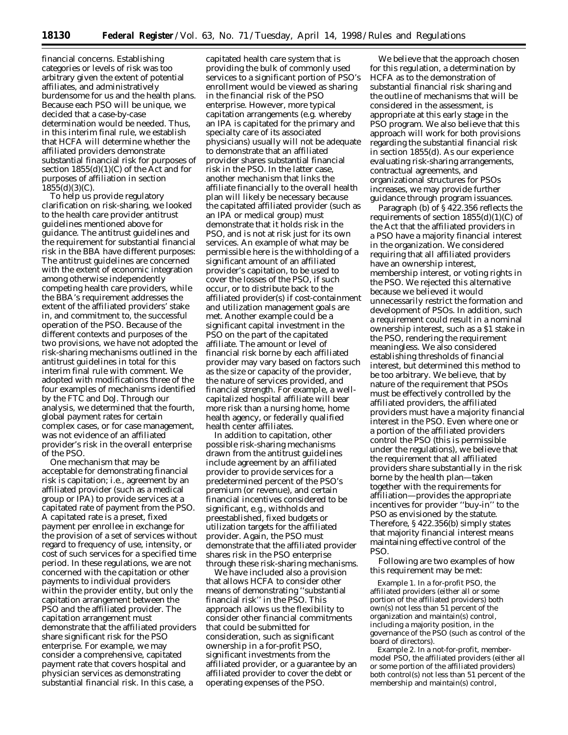financial concerns. Establishing categories or levels of risk was too arbitrary given the extent of potential affiliates, and administratively burdensome for us and the health plans. Because each PSO will be unique, we decided that a case-by-case determination would be needed. Thus, in this interim final rule, we establish that HCFA will determine whether the affiliated providers demonstrate substantial financial risk for purposes of section 1855(d)(1)(C) of the Act and for purposes of affiliation in section 1855(d)(3)(C).

To help us provide regulatory clarification on risk-sharing, we looked to the health care provider antitrust guidelines mentioned above for guidance. The antitrust guidelines and the requirement for substantial financial risk in the BBA have different purposes: The antitrust guidelines are concerned with the extent of economic integration among otherwise independently competing health care providers, while the BBA's requirement addresses the extent of the affiliated providers' stake in, and commitment to, the successful operation of the PSO. Because of the different contexts and purposes of the two provisions, we have not adopted the risk-sharing mechanisms outlined in the antitrust guidelines in total for this interim final rule with comment. We adopted with modifications three of the four examples of mechanisms identified by the FTC and DoJ. Through our analysis, we determined that the fourth, global payment rates for certain complex cases, or for case management, was not evidence of an affiliated provider's risk in the overall enterprise of the PSO.

One mechanism that may be acceptable for demonstrating financial risk is capitation; i.e., agreement by an affiliated provider (such as a medical group or IPA) to provide services at a capitated rate of payment from the PSO. A capitated rate is a preset, fixed payment per enrollee in exchange for the provision of a set of services without regard to frequency of use, intensity, or cost of such services for a specified time period. In these regulations, we are not concerned with the capitation or other payments to individual providers within the provider entity, but only the capitation arrangement between the PSO and the affiliated provider. The capitation arrangement must demonstrate that the affiliated providers share significant risk for the PSO enterprise. For example, we may consider a comprehensive, capitated payment rate that covers hospital and physician services as demonstrating substantial financial risk. In this case, a capitated health care system that is providing the bulk of commonly used services to a significant portion of PSO's enrollment would be viewed as sharing in the financial risk of the PSO enterprise. However, more typical capitation arrangements (e.g. whereby an IPA is capitated for the primary and specialty care of its associated physicians) usually will not be adequate to demonstrate that an affiliated provider shares substantial financial risk in the PSO. In the latter case, another mechanism that links the affiliate financially to the overall health plan will likely be necessary because the capitated affiliated provider (such as an IPA or medical group) must demonstrate that it holds risk in the PSO, and is not at risk just for its own services. An example of what may be permissible here is the withholding of a significant amount of an affiliated provider's capitation, to be used to cover the losses of the PSO, if such occur, or to distribute back to the affiliated provider(s) if cost-containment and utilization management goals are met. Another example could be a significant capital investment in the PSO on the part of the capitated affiliate. The amount or level of financial risk borne by each affiliated provider may vary based on factors such as the size or capacity of the provider, the nature of services provided, and financial strength. For example, a well-capitalized hospital affiliate will bear more risk than a nursing home, home health agency, or federally qualified health center affiliates.

In addition to capitation, other possible risk-sharing mechanisms drawn from the antitrust guidelines include agreement by an affiliated provider to provide services for a predetermined percent of the PSO's premium (or revenue), and certain financial incentives considered to be significant, e.g., withholds and preestablished, fixed budgets or utilization targets for the affiliated provider. Again, the PSO must demonstrate that the affiliated provider shares risk in the PSO enterprise through these risk-sharing mechanisms.

We have included also a provision that allows HCFA to consider other means of demonstrating "substantial financial risk" in the PSO. This approach allows us the flexibility to consider other financial commitments that could be submitted for consideration, such as significant ownership in a for-profit PSO, significant investments from the affiliated provider, or a guarantee by an affiliated provider to cover the debt or operating expenses of the PSO.

We believe that the approach chosen for this regulation, a determination by HCFA as to the demonstration of substantial financial risk sharing and the outline of mechanisms that will be considered in the assessment, is appropriate at this early stage in the PSO program. We also believe that this approach will work for both provisions regarding the substantial financial risk in section 1855(d). As our experience evaluating risk-sharing arrangements, contractual agreements, and organizational structures for PSOs increases, we may provide further guidance through program issuances.

Paragraph (b) of § 422.356 reflects the requirements of section 1855(d)(1)(C) of the Act that the affiliated providers in a PSO have a majority financial interest in the organization. We considered requiring that all affiliated providers have an ownership interest, membership interest, or voting rights in the PSO. We rejected this alternative because we believed it would unnecessarily restrict the formation and development of PSOs. In addition, such a requirement could result in a nominal ownership interest, such as a $1 stake in the PSO, rendering the requirement meaningless. We also considered establishing thresholds of financial interest, but determined this method to be too arbitrary. We believe, that by nature of the requirement that PSOs must be effectively controlled by the affiliated providers, the affiliated providers must have a majority financial interest in the PSO. Even where one or a portion of the affiliated providers control the PSO (this is permissible under the regulations), we believe that the requirement that all affiliated providers share substantially in the risk borne by the health plan—taken together with the requirements for affiliation—provides the appropriate incentives for provider "buy-in" to the PSO as envisioned by the statute. Therefore, § 422.356(b) simply states that majority financial interest means maintaining effective control of the PSO.

Following are two examples of how this requirement may be met:

*Example 1.* In a for-profit PSO, the affiliated providers (either all or some portion of the affiliated providers) both own(s) not less than 51 percent of the organization and maintain(s) control, including a majority position, in the governance of the PSO (such as control of the board of directors).

*Example 2.* In a not-for-profit, member-model PSO, the affiliated providers (either all or some portion of the affiliated providers) both control(s) not less than 51 percent of the membership and maintain(s) control,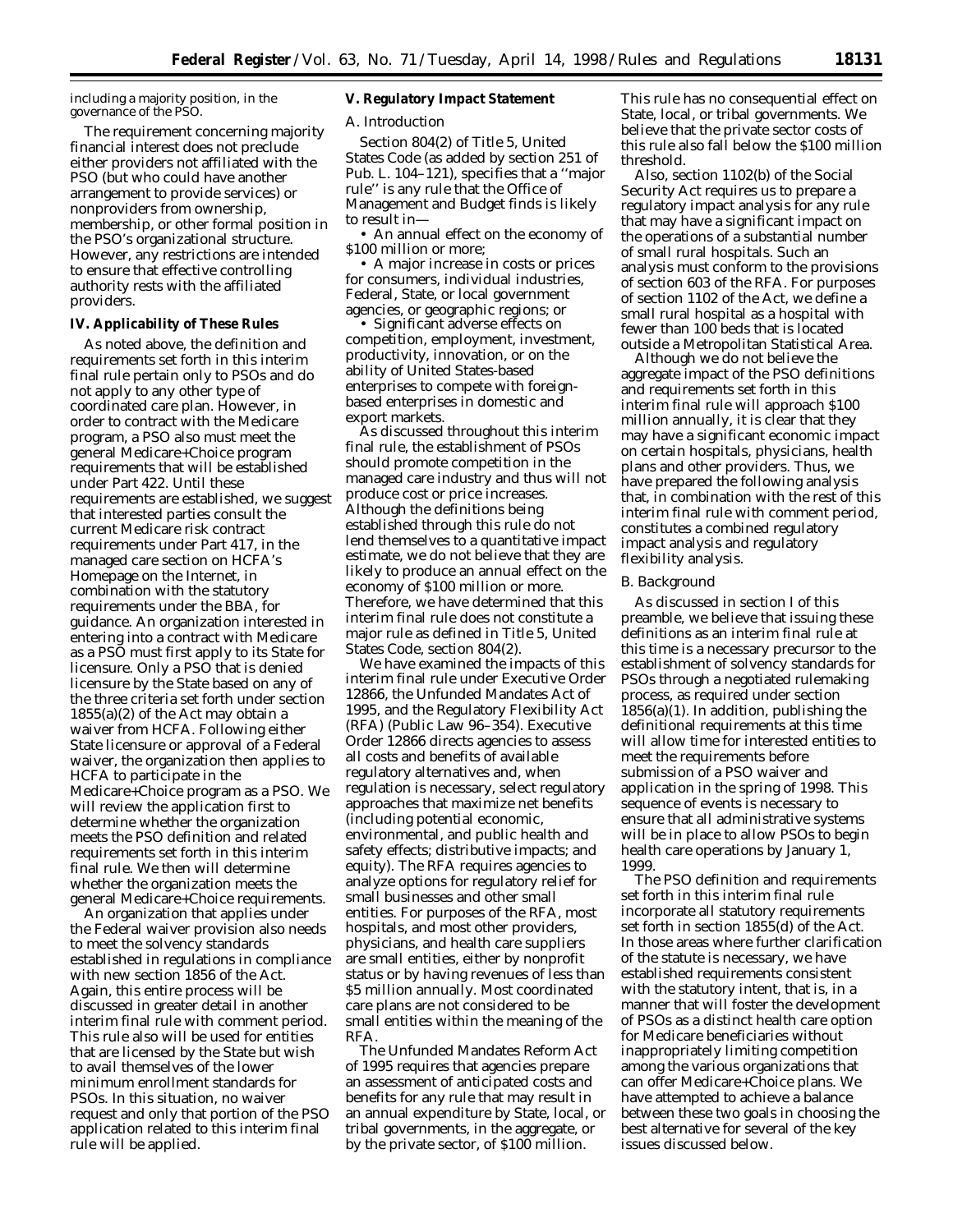including a majority position, in the governance of the PSO.

The requirement concerning majority financial interest does not preclude either providers not affiliated with the PSO (but who could have another arrangement to provide services) or nonproviders from ownership, membership, or other formal position in the PSO's organizational structure. However, any restrictions are intended to ensure that effective controlling authority rests with the affiliated providers.

## IV. Applicability of These Rules

As noted above, the definition and requirements set forth in this interim final rule pertain only to PSOs and do not apply to any other type of coordinated care plan. However, in order to contract with the Medicare program, a PSO also must meet the general Medicare+Choice program requirements that will be established under Part 422. Until these requirements are established, we suggest that interested parties consult the current Medicare risk contract requirements under Part 417, in the managed care section on HCFA's Homepage on the Internet, in combination with the statutory requirements under the BBA, for guidance. An organization interested in entering into a contract with Medicare as a PSO must first apply to its State for licensure. Only a PSO that is denied licensure by the State based on any of the three criteria set forth under section 1855(a)(2) of the Act may obtain a waiver from HCFA. Following either State licensure or approval of a Federal waiver, the organization then applies to HCFA to participate in the Medicare+Choice program as a PSO. We will review the application first to determine whether the organization meets the PSO definition and related requirements set forth in this interim final rule. We then will determine whether the organization meets the general Medicare+Choice requirements.

An organization that applies under the Federal waiver provision also needs to meet the solvency standards established in regulations in compliance with new section 1856 of the Act. Again, this entire process will be discussed in greater detail in another interim final rule with comment period. This rule also will be used for entities that are licensed by the State but wish to avail themselves of the lower minimum enrollment standards for PSOs. In this situation, no waiver request and only that portion of the PSO application related to this interim final rule will be applied.

## V. Regulatory Impact Statement

### A. Introduction

Section 804(2) of Title 5, United States Code (as added by section 251 of Pub. L. 104–121), specifies that a "major rule" is any rule that the Office of Management and Budget finds is likely to result in—

- An annual effect on the economy of $100 million or more;
- A major increase in costs or prices for consumers, individual industries, Federal, State, or local government agencies, or geographic regions; or
- Significant adverse effects on competition, employment, investment, productivity, innovation, or on the ability of United States-based enterprises to compete with foreign-based enterprises in domestic and export markets.

As discussed throughout this interim final rule, the establishment of PSOs should promote competition in the managed care industry and thus will not produce cost or price increases. Although the definitions being established through this rule do not lend themselves to a quantitative impact estimate, we do not believe that they are likely to produce an annual effect on the economy of $100 million or more. Therefore, we have determined that this interim final rule does not constitute a major rule as defined in Title 5, United States Code, section 804(2).

We have examined the impacts of this interim final rule under Executive Order 12866, the Unfunded Mandates Act of 1995, and the Regulatory Flexibility Act (RFA) (Public Law 96–354). Executive Order 12866 directs agencies to assess all costs and benefits of available regulatory alternatives and, when regulation is necessary, select regulatory approaches that maximize net benefits (including potential economic, environmental, and public health and safety effects; distributive impacts; and equity). The RFA requires agencies to analyze options for regulatory relief for small businesses and other small entities. For purposes of the RFA, most hospitals, and most other providers, physicians, and health care suppliers are small entities, either by nonprofit status or by having revenues of less than $5 million annually. Most coordinated care plans are not considered to be small entities within the meaning of the RFA.

The Unfunded Mandates Reform Act of 1995 requires that agencies prepare an assessment of anticipated costs and benefits for any rule that may result in an annual expenditure by State, local, or tribal governments, in the aggregate, or by the private sector, of $100 million. This rule has no consequential effect on State, local, or tribal governments. We believe that the private sector costs of this rule also fall below the $100 million threshold.

Also, section 1102(b) of the Social Security Act requires us to prepare a regulatory impact analysis for any rule that may have a significant impact on the operations of a substantial number of small rural hospitals. Such an analysis must conform to the provisions of section 603 of the RFA. For purposes of section 1102 of the Act, we define a small rural hospital as a hospital with fewer than 100 beds that is located outside a Metropolitan Statistical Area.

Although we do not believe the aggregate impact of the PSO definitions and requirements set forth in this interim final rule will approach $100 million annually, it is clear that they may have a significant economic impact on certain hospitals, physicians, health plans and other providers. Thus, we have prepared the following analysis that, in combination with the rest of this interim final rule with comment period, constitutes a combined regulatory impact analysis and regulatory flexibility analysis.

### B. Background

As discussed in section I of this preamble, we believe that issuing these definitions as an interim final rule at this time is a necessary precursor to the establishment of solvency standards for PSOs through a negotiated rulemaking process, as required under section 1856(a)(1). In addition, publishing the definitional requirements at this time will allow time for interested entities to meet the requirements before submission of a PSO waiver and application in the spring of 1998. This sequence of events is necessary to ensure that all administrative systems will be in place to allow PSOs to begin health care operations by January 1, 1999.

The PSO definition and requirements set forth in this interim final rule incorporate all statutory requirements set forth in section 1855(d) of the Act. In those areas where further clarification of the statute is necessary, we have established requirements consistent with the statutory intent, that is, in a manner that will foster the development of PSOs as a distinct health care option for Medicare beneficiaries without inappropriately limiting competition among the various organizations that can offer Medicare+Choice plans. We have attempted to achieve a balance between these two goals in choosing the best alternative for several of the key issues discussed below.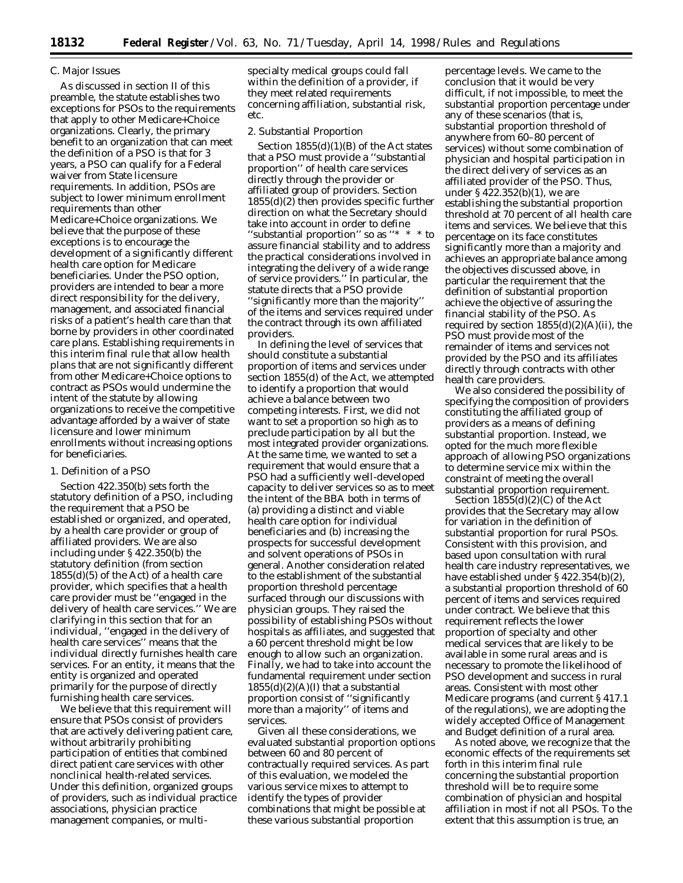## C. Major Issues

As discussed in section II of this preamble, the statute establishes two exceptions for PSOs to the requirements that apply to other Medicare+Choice organizations. Clearly, the primary benefit to an organization that can meet the definition of a PSO is that for 3 years, a PSO can qualify for a Federal waiver from State licensure requirements. In addition, PSOs are subject to lower minimum enrollment requirements than other Medicare+Choice organizations. We believe that the purpose of these exceptions is to encourage the development of a significantly different health care option for Medicare beneficiaries. Under the PSO option, providers are intended to bear a more direct responsibility for the delivery, management, and associated financial risks of a patient's health care than that borne by providers in other coordinated care plans. Establishing requirements in this interim final rule that allow health plans that are not significantly different from other Medicare+Choice options to contract as PSOs would undermine the intent of the statute by allowing organizations to receive the competitive advantage afforded by a waiver of state licensure and lower minimum enrollments without increasing options for beneficiaries.

### 1. Definition of a PSO

Section 422.350(b) sets forth the statutory definition of a PSO, including the requirement that a PSO be established or organized, and operated, by a health care provider or group of affiliated providers. We are also including under § 422.350(b) the statutory definition (from section 1855(d)(5) of the Act) of a health care provider, which specifies that a health care provider must be ''engaged in the delivery of health care services.'' We are clarifying in this section that for an individual, ''engaged in the delivery of health care services'' means that the individual directly furnishes health care services. For an entity, it means that the entity is organized and operated primarily for the purpose of directly furnishing health care services.

We believe that this requirement will ensure that PSOs consist of providers that are actively delivering patient care, without arbitrarily prohibiting participation of entities that combined direct patient care services with other nonclinical health-related services. Under this definition, organized groups of providers, such as individual practice associations, physician practice management companies, or multi-specialty medical groups could fall within the definition of a provider, if they meet related requirements concerning affiliation, substantial risk, etc.

### 2. Substantial Proportion

Section 1855(d)(1)(B) of the Act states that a PSO must provide a ''substantial proportion'' of health care services directly through the provider or affiliated group of providers. Section 1855(d)(2) then provides specific further direction on what the Secretary should take into account in order to define ''substantial proportion'' so as ''* * * to assure financial stability and to address the practical considerations involved in integrating the delivery of a wide range of service providers.'' In particular, the statute directs that a PSO provide ''significantly more than the majority'' of the items and services required under the contract through its own affiliated providers.

In defining the level of services that should constitute a substantial proportion of items and services under section 1855(d) of the Act, we attempted to identify a proportion that would achieve a balance between two competing interests. First, we did not want to set a proportion so high as to preclude participation by all but the most integrated provider organizations. At the same time, we wanted to set a requirement that would ensure that a PSO had a sufficiently well-developed capacity to deliver services so as to meet the intent of the BBA both in terms of (a) providing a distinct and viable health care option for individual beneficiaries and (b) increasing the prospects for successful development and solvent operations of PSOs in general. Another consideration related to the establishment of the substantial proportion threshold percentage surfaced through our discussions with physician groups. They raised the possibility of establishing PSOs without hospitals as affiliates, and suggested that a 60 percent threshold might be low enough to allow such an organization. Finally, we had to take into account the fundamental requirement under section 1855(d)(2)(A)(I) that a substantial proportion consist of ''significantly more than a majority'' of items and services.

Given all these considerations, we evaluated substantial proportion options between 60 and 80 percent of contractually required services. As part of this evaluation, we modeled the various service mixes to attempt to identify the types of provider combinations that might be possible at these various substantial proportion percentage levels. We came to the conclusion that it would be very difficult, if not impossible, to meet the substantial proportion percentage under any of these scenarios (that is, substantial proportion threshold of anywhere from 60–80 percent of services) without some combination of physician and hospital participation in the direct delivery of services as an affiliated provider of the PSO. Thus, under § 422.352(b)(1), we are establishing the substantial proportion threshold at 70 percent of all health care items and services. We believe that this percentage on its face constitutes significantly more than a majority and achieves an appropriate balance among the objectives discussed above, in particular the requirement that the definition of substantial proportion achieve the objective of assuring the financial stability of the PSO. As required by section 1855(d)(2)(A)(ii), the PSO must provide most of the remainder of items and services not provided by the PSO and its affiliates directly through contracts with other health care providers.

We also considered the possibility of specifying the composition of providers constituting the affiliated group of providers as a means of defining substantial proportion. Instead, we opted for the much more flexible approach of allowing PSO organizations to determine service mix within the constraint of meeting the overall substantial proportion requirement.

Section 1855(d)(2)(C) of the Act provides that the Secretary may allow for variation in the definition of substantial proportion for rural PSOs. Consistent with this provision, and based upon consultation with rural health care industry representatives, we have established under § 422.354(b)(2), a substantial proportion threshold of 60 percent of items and services required under contract. We believe that this requirement reflects the lower proportion of specialty and other medical services that are likely to be available in some rural areas and is necessary to promote the likelihood of PSO development and success in rural areas. Consistent with most other Medicare programs (and current § 417.1 of the regulations), we are adopting the widely accepted Office of Management and Budget definition of a rural area.

As noted above, we recognize that the economic effects of the requirements set forth in this interim final rule concerning the substantial proportion threshold will be to require some combination of physician and hospital affiliation in most if not all PSOs. To the extent that this assumption is true, an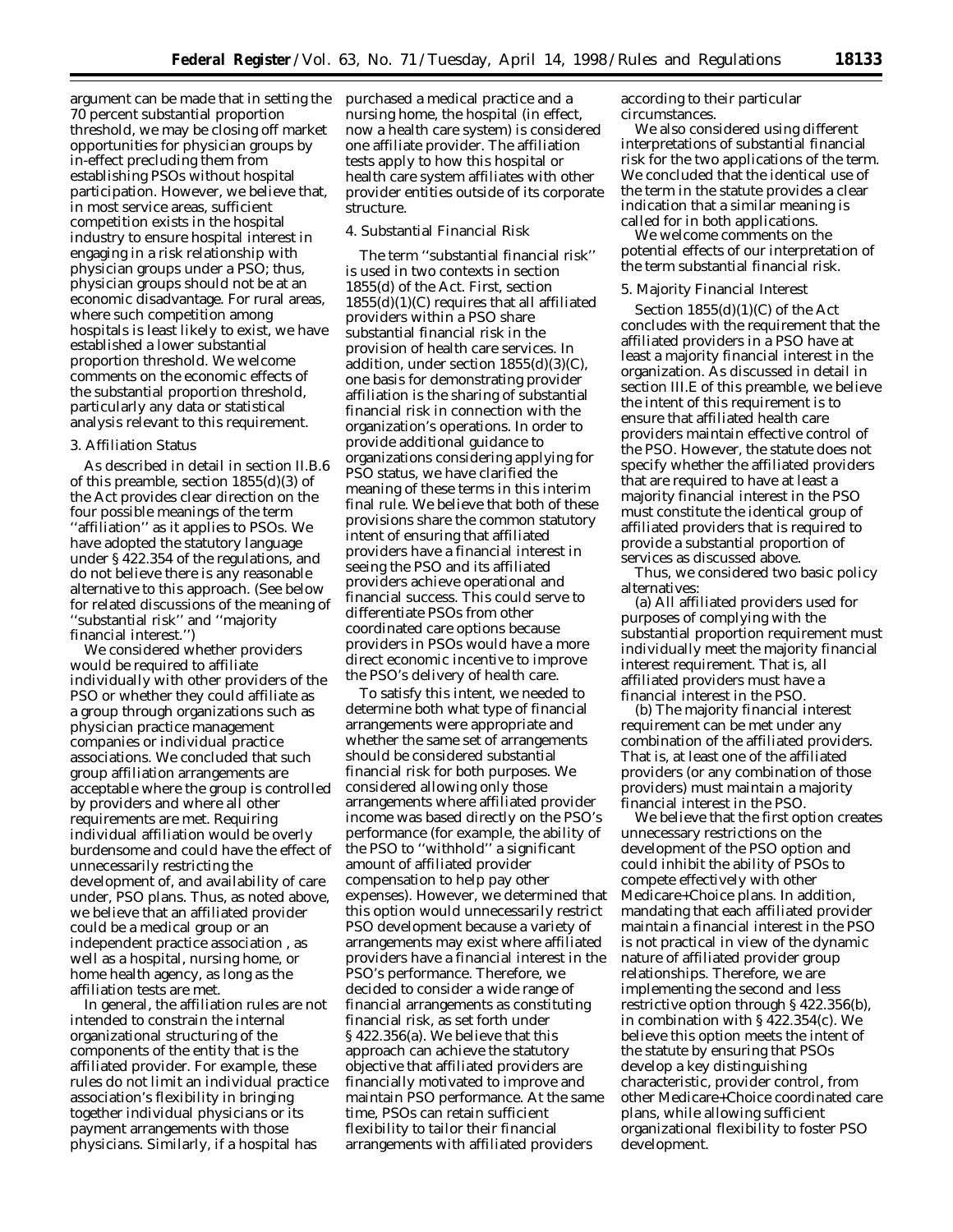argument can be made that in setting the 70 percent substantial proportion threshold, we may be closing off market opportunities for physician groups by in-effect precluding them from establishing PSOs without hospital participation. However, we believe that, in most service areas, sufficient competition exists in the hospital industry to ensure hospital interest in engaging in a risk relationship with physician groups under a PSO; thus, physician groups should not be at an economic disadvantage. For rural areas, where such competition among hospitals is least likely to exist, we have established a lower substantial proportion threshold. We welcome comments on the economic effects of the substantial proportion threshold, particularly any data or statistical analysis relevant to this requirement.

3. Affiliation Status

As described in detail in section II.B.6 of this preamble, section 1855(d)(3) of the Act provides clear direction on the four possible meanings of the term ''affiliation'' as it applies to PSOs. We have adopted the statutory language under § 422.354 of the regulations, and do not believe there is any reasonable alternative to this approach. (See below for related discussions of the meaning of ''substantial risk'' and ''majority financial interest.'')

We considered whether providers would be required to affiliate individually with other providers of the PSO or whether they could affiliate as a group through organizations such as physician practice management companies or individual practice associations. We concluded that such group affiliation arrangements are acceptable where the group is controlled by providers and where all other requirements are met. Requiring individual affiliation would be overly burdensome and could have the effect of unnecessarily restricting the development of, and availability of care under, PSO plans. Thus, as noted above, we believe that an affiliated provider could be a medical group or an independent practice association , as well as a hospital, nursing home, or home health agency, as long as the affiliation tests are met.

In general, the affiliation rules are not intended to constrain the internal organizational structuring of the components of the entity that is the affiliated provider. For example, these rules do not limit an individual practice association's flexibility in bringing together individual physicians or its payment arrangements with those physicians. Similarly, if a hospital has purchased a medical practice and a nursing home, the hospital (in effect, now a health care system) is considered one affiliate provider. The affiliation tests apply to how this hospital or health care system affiliates with other provider entities outside of its corporate structure.

4. Substantial Financial Risk

The term ''substantial financial risk'' is used in two contexts in section 1855(d) of the Act. First, section 1855(d)(1)(C) requires that all affiliated providers within a PSO share substantial financial risk in the provision of health care services. In addition, under section 1855(d)(3)(C), one basis for demonstrating provider affiliation is the sharing of substantial financial risk in connection with the organization's operations. In order to provide additional guidance to organizations considering applying for PSO status, we have clarified the meaning of these terms in this interim final rule. We believe that both of these provisions share the common statutory intent of ensuring that affiliated providers have a financial interest in seeing the PSO and its affiliated providers achieve operational and financial success. This could serve to differentiate PSOs from other coordinated care options because providers in PSOs would have a more direct economic incentive to improve the PSO's delivery of health care.

To satisfy this intent, we needed to determine both what type of financial arrangements were appropriate and whether the same set of arrangements should be considered substantial financial risk for both purposes. We considered allowing only those arrangements where affiliated provider income was based directly on the PSO's performance (for example, the ability of the PSO to ''withhold'' a significant amount of affiliated provider compensation to help pay other expenses). However, we determined that this option would unnecessarily restrict PSO development because a variety of arrangements may exist where affiliated providers have a financial interest in the PSO's performance. Therefore, we decided to consider a wide range of financial arrangements as constituting financial risk, as set forth under § 422.356(a). We believe that this approach can achieve the statutory objective that affiliated providers are financially motivated to improve and maintain PSO performance. At the same time, PSOs can retain sufficient flexibility to tailor their financial arrangements with affiliated providers according to their particular circumstances.

We also considered using different interpretations of substantial financial risk for the two applications of the term. We concluded that the identical use of the term in the statute provides a clear indication that a similar meaning is called for in both applications.

We welcome comments on the potential effects of our interpretation of the term substantial financial risk.

5. Majority Financial Interest

Section 1855(d)(1)(C) of the Act concludes with the requirement that the affiliated providers in a PSO have at least a majority financial interest in the organization. As discussed in detail in section III.E of this preamble, we believe the intent of this requirement is to ensure that affiliated health care providers maintain effective control of the PSO. However, the statute does not specify whether the affiliated providers that are required to have at least a majority financial interest in the PSO must constitute the identical group of affiliated providers that is required to provide a substantial proportion of services as discussed above.

Thus, we considered two basic policy alternatives:

(a) All affiliated providers used for purposes of complying with the substantial proportion requirement must individually meet the majority financial interest requirement. That is, all affiliated providers must have a financial interest in the PSO.

(b) The majority financial interest requirement can be met under any combination of the affiliated providers. That is, at least one of the affiliated providers (or any combination of those providers) must maintain a majority financial interest in the PSO.

We believe that the first option creates unnecessary restrictions on the development of the PSO option and could inhibit the ability of PSOs to compete effectively with other Medicare+Choice plans. In addition, mandating that each affiliated provider maintain a financial interest in the PSO is not practical in view of the dynamic nature of affiliated provider group relationships. Therefore, we are implementing the second and less restrictive option through § 422.356(b), in combination with § 422.354(c). We believe this option meets the intent of the statute by ensuring that PSOs develop a key distinguishing characteristic, provider control, from other Medicare+Choice coordinated care plans, while allowing sufficient organizational flexibility to foster PSO development.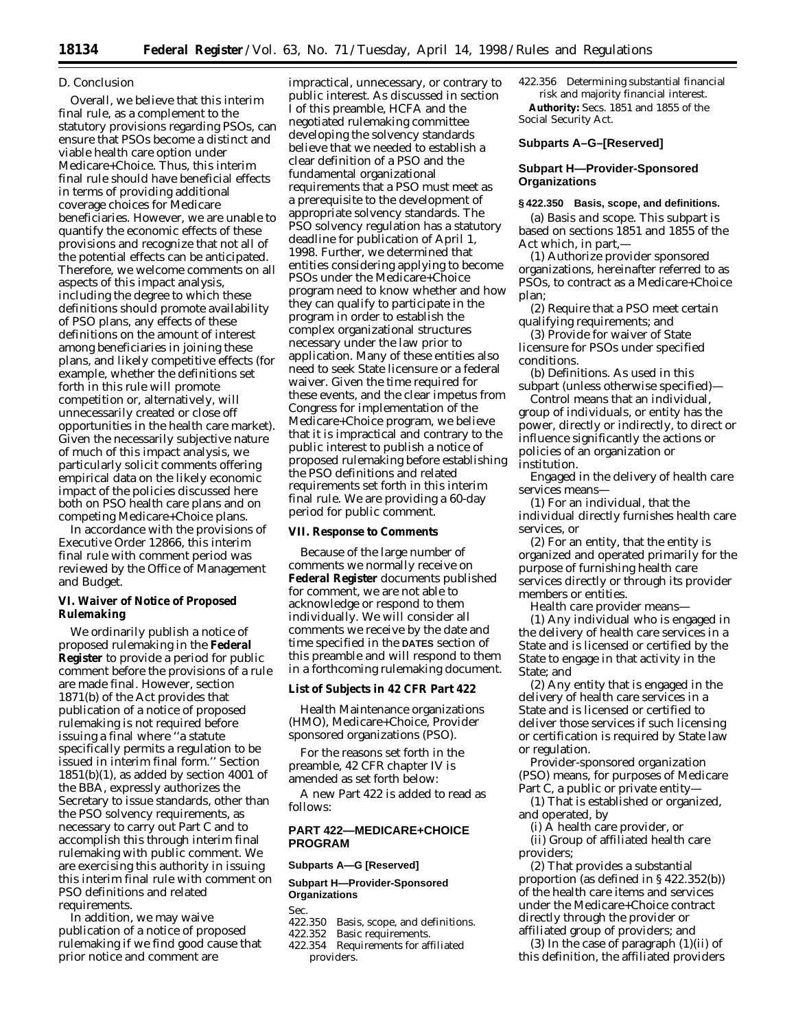## D. Conclusion

Overall, we believe that this interim final rule, as a complement to the statutory provisions regarding PSOs, can ensure that PSOs become a distinct and viable health care option under Medicare+Choice. Thus, this interim final rule should have beneficial effects in terms of providing additional coverage choices for Medicare beneficiaries. However, we are unable to quantify the economic effects of these provisions and recognize that not all of the potential effects can be anticipated. Therefore, we welcome comments on all aspects of this impact analysis, including the degree to which these definitions should promote availability of PSO plans, any effects of these definitions on the amount of interest among beneficiaries in joining these plans, and likely competitive effects (for example, whether the definitions set forth in this rule will promote competition or, alternatively, will unnecessarily created or close off opportunities in the health care market). Given the necessarily subjective nature of much of this impact analysis, we particularly solicit comments offering empirical data on the likely economic impact of the policies discussed here both on PSO health care plans and on competing Medicare+Choice plans.

In accordance with the provisions of Executive Order 12866, this interim final rule with comment period was reviewed by the Office of Management and Budget.

## VI. Waiver of Notice of Proposed Rulemaking

We ordinarily publish a notice of proposed rulemaking in the **Federal Register** to provide a period for public comment before the provisions of a rule are made final. However, section 1871(b) of the Act provides that publication of a notice of proposed rulemaking is not required before issuing a final where ''a statute specifically permits a regulation to be issued in interim final form.'' Section 1851(b)(1), as added by section 4001 of the BBA, expressly authorizes the Secretary to issue standards, other than the PSO solvency requirements, as necessary to carry out Part C and to accomplish this through interim final rulemaking with public comment. We are exercising this authority in issuing this interim final rule with comment on PSO definitions and related requirements.

In addition, we may waive publication of a notice of proposed rulemaking if we find good cause that prior notice and comment are impractical, unnecessary, or contrary to public interest. As discussed in section I of this preamble, HCFA and the negotiated rulemaking committee developing the solvency standards believe that we needed to establish a clear definition of a PSO and the fundamental organizational requirements that a PSO must meet as a prerequisite to the development of appropriate solvency standards. The PSO solvency regulation has a statutory deadline for publication of April 1, 1998. Further, we determined that entities considering applying to become PSOs under the Medicare+Choice program need to know whether and how they can qualify to participate in the program in order to establish the complex organizational structures necessary under the law prior to application. Many of these entities also need to seek State licensure or a federal waiver. Given the time required for these events, and the clear impetus from Congress for implementation of the Medicare+Choice program, we believe that it is impractical and contrary to the public interest to publish a notice of proposed rulemaking before establishing the PSO definitions and related requirements set forth in this interim final rule. We are providing a 60-day period for public comment.

## VII. Response to Comments

Because of the large number of comments we normally receive on **Federal Register** documents published for comment, we are not able to acknowledge or respond to them individually. We will consider all comments we receive by the date and time specified in the DATES section of this preamble and will respond to them in a forthcoming rulemaking document.

### List of Subjects in 42 CFR Part 422

Health Maintenance organizations (HMO), Medicare+Choice, Provider sponsored organizations (PSO).

For the reasons set forth in the preamble, 42 CFR chapter IV is amended as set forth below:

A new Part 422 is added to read as follows:

## PART 422—MEDICARE+CHOICE PROGRAM

**Subparts A—G [Reserved]**

**Subpart H—Provider-Sponsored Organizations**

Sec.
422.350 Basis, scope, and definitions.
422.352 Basic requirements.
422.354 Requirements for affiliated providers.
422.356 Determining substantial financial risk and majority financial interest.

**Authority:** Secs. 1851 and 1855 of the Social Security Act.

### Subparts A–G–[Reserved]

### Subpart H—Provider-Sponsored Organizations

**§ 422.350 Basis, scope, and definitions.**

(a) *Basis and scope.* This subpart is based on sections 1851 and 1855 of the Act which, in part,—

(1) Authorize provider sponsored organizations, hereinafter referred to as PSOs, to contract as a Medicare+Choice plan;

(2) Require that a PSO meet certain qualifying requirements; and

(3) Provide for waiver of State licensure for PSOs under specified conditions.

(b) *Definitions.* As used in this subpart (unless otherwise specified)—

*Control* means that an individual, group of individuals, or entity has the power, directly or indirectly, to direct or influence significantly the actions or policies of an organization or institution.

*Engaged in the delivery of health care services* means—

(1) For an individual, that the individual directly furnishes health care services, or

(2) For an entity, that the entity is organized and operated primarily for the purpose of furnishing health care services directly or through its provider members or entities.

*Health care provider* means—

(1) Any individual who is engaged in the delivery of health care services in a State and is licensed or certified by the State to engage in that activity in the State; and

(2) Any entity that is engaged in the delivery of health care services in a State and is licensed or certified to deliver those services if such licensing or certification is required by State law or regulation.

*Provider-sponsored organization (PSO)* means, for purposes of Medicare Part C, a public or private entity—

(1) That is established or organized, and operated, by

(i) A health care provider, or

(ii) Group of affiliated health care providers;

(2) That provides a substantial proportion (as defined in § 422.352(b)) of the health care items and services under the Medicare+Choice contract directly through the provider or affiliated group of providers; and

(3) In the case of paragraph (1)(ii) of this definition, the affiliated providers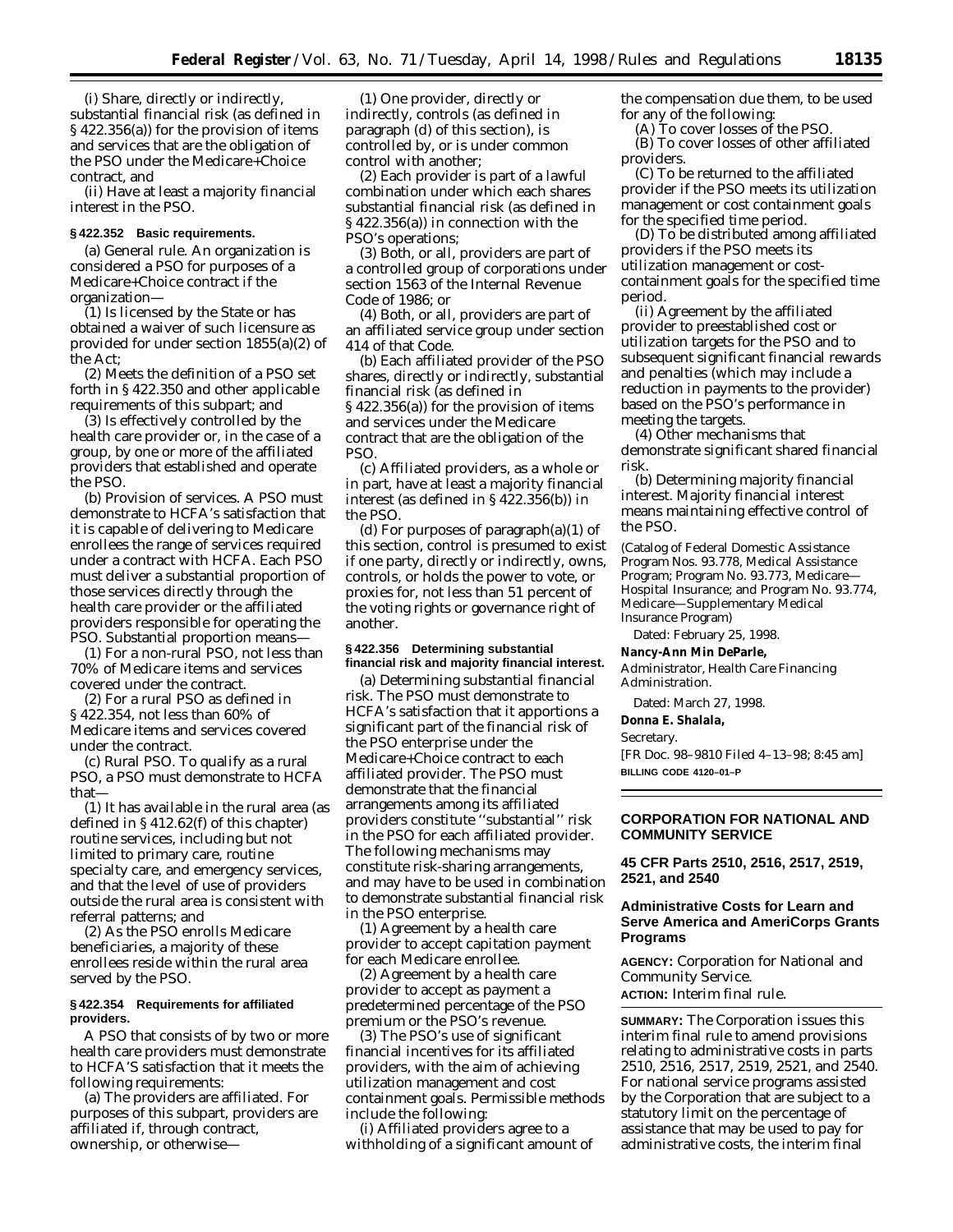(i) Share, directly or indirectly, substantial financial risk (as defined in § 422.356(a)) for the provision of items and services that are the obligation of the PSO under the Medicare+Choice contract, and

(ii) Have at least a majority financial interest in the PSO.

### § 422.352 Basic requirements.

(a) *General rule.* An organization is considered a PSO for purposes of a Medicare+Choice contract if the organization—

(1) Is licensed by the State or has obtained a waiver of such licensure as provided for under section 1855(a)(2) of the Act;

(2) Meets the definition of a PSO set forth in § 422.350 and other applicable requirements of this subpart; and

(3) Is effectively controlled by the health care provider or, in the case of a group, by one or more of the affiliated providers that established and operate the PSO.

(b) *Provision of services.* A PSO must demonstrate to HCFA's satisfaction that it is capable of delivering to Medicare enrollees the range of services required under a contract with HCFA. Each PSO must deliver a substantial proportion of those services directly through the health care provider or the affiliated providers responsible for operating the PSO. Substantial proportion means—

(1) For a non-rural PSO, not less than 70% of Medicare items and services covered under the contract.

(2) For a rural PSO as defined in § 422.354, not less than 60% of Medicare items and services covered under the contract.

(c) *Rural PSO.* To qualify as a rural PSO, a PSO must demonstrate to HCFA that—

(1) It has available in the rural area (as defined in § 412.62(f) of this chapter) routine services, including but not limited to primary care, routine specialty care, and emergency services, and that the level of use of providers outside the rural area is consistent with referral patterns; and

(2) As the PSO enrolls Medicare beneficiaries, a majority of these enrollees reside within the rural area served by the PSO.

### § 422.354 Requirements for affiliated providers.

A PSO that consists of by two or more health care providers must demonstrate to HCFA'S satisfaction that it meets the following requirements:

(a) The providers are affiliated. For purposes of this subpart, providers are affiliated if, through contract, ownership, or otherwise—

(1) One provider, directly or indirectly, controls (as defined in paragraph (d) of this section), is controlled by, or is under common control with another;

(2) Each provider is part of a lawful combination under which each shares substantial financial risk (as defined in § 422.356(a)) in connection with the PSO's operations;

(3) Both, or all, providers are part of a controlled group of corporations under section 1563 of the Internal Revenue Code of 1986; or

(4) Both, or all, providers are part of an affiliated service group under section 414 of that Code.

(b) Each affiliated provider of the PSO shares, directly or indirectly, substantial financial risk (as defined in § 422.356(a)) for the provision of items and services under the Medicare contract that are the obligation of the PSO.

(c) Affiliated providers, as a whole or in part, have at least a majority financial interest (as defined in § 422.356(b)) in the PSO.

(d) For purposes of paragraph(a)(1) of this section, control is presumed to exist if one party, directly or indirectly, owns, controls, or holds the power to vote, or proxies for, not less than 51 percent of the voting rights or governance right of another.

### § 422.356 Determining substantial financial risk and majority financial interest.

(a) *Determining substantial financial risk.* The PSO must demonstrate to HCFA's satisfaction that it apportions a significant part of the financial risk of the PSO enterprise under the Medicare+Choice contract to each affiliated provider. The PSO must demonstrate that the financial arrangements among its affiliated providers constitute "substantial" risk in the PSO for each affiliated provider. The following mechanisms may constitute risk-sharing arrangements, and may have to be used in combination to demonstrate substantial financial risk in the PSO enterprise.

(1) Agreement by a health care provider to accept capitation payment for each Medicare enrollee.

(2) Agreement by a health care provider to accept as payment a predetermined percentage of the PSO premium or the PSO's revenue.

(3) The PSO's use of significant financial incentives for its affiliated providers, with the aim of achieving utilization management and cost containment goals. Permissible methods include the following:

(i) Affiliated providers agree to a withholding of a significant amount of the compensation due them, to be used for any of the following:

(A) To cover losses of the PSO.

(B) To cover losses of other affiliated providers.

(C) To be returned to the affiliated provider if the PSO meets its utilization management or cost containment goals for the specified time period.

(D) To be distributed among affiliated providers if the PSO meets its utilization management or cost-containment goals for the specified time period.

(ii) Agreement by the affiliated provider to preestablished cost or utilization targets for the PSO and to subsequent significant financial rewards and penalties (which may include a reduction in payments to the provider) based on the PSO's performance in meeting the targets.

(4) Other mechanisms that demonstrate significant shared financial risk.

(b) *Determining majority financial interest.* Majority financial interest means maintaining effective control of the PSO.

(Catalog of Federal Domestic Assistance Program Nos. 93.778, Medical Assistance Program; Program No. 93.773, Medicare—Hospital Insurance; and Program No. 93.774, Medicare—Supplementary Medical Insurance Program)

Dated: February 25, 1998.

**Nancy-Ann Min DeParle,**

*Administrator, Health Care Financing Administration.*

Dated: March 27, 1998.

**Donna E. Shalala,**

*Secretary.*

[FR Doc. 98–9810 Filed 4–13–98; 8:45 am]

**BILLING CODE 4120–01–P**

---

## CORPORATION FOR NATIONAL AND COMMUNITY SERVICE

### 45 CFR Parts 2510, 2516, 2517, 2519, 2521, and 2540

### Administrative Costs for Learn and Serve America and AmeriCorps Grants Programs

**AGENCY:** Corporation for National and Community Service.

**ACTION:** Interim final rule.

**SUMMARY:** The Corporation issues this interim final rule to amend provisions relating to administrative costs in parts 2510, 2516, 2517, 2519, 2521, and 2540. For national service programs assisted by the Corporation that are subject to a statutory limit on the percentage of assistance that may be used to pay for administrative costs, the interim final